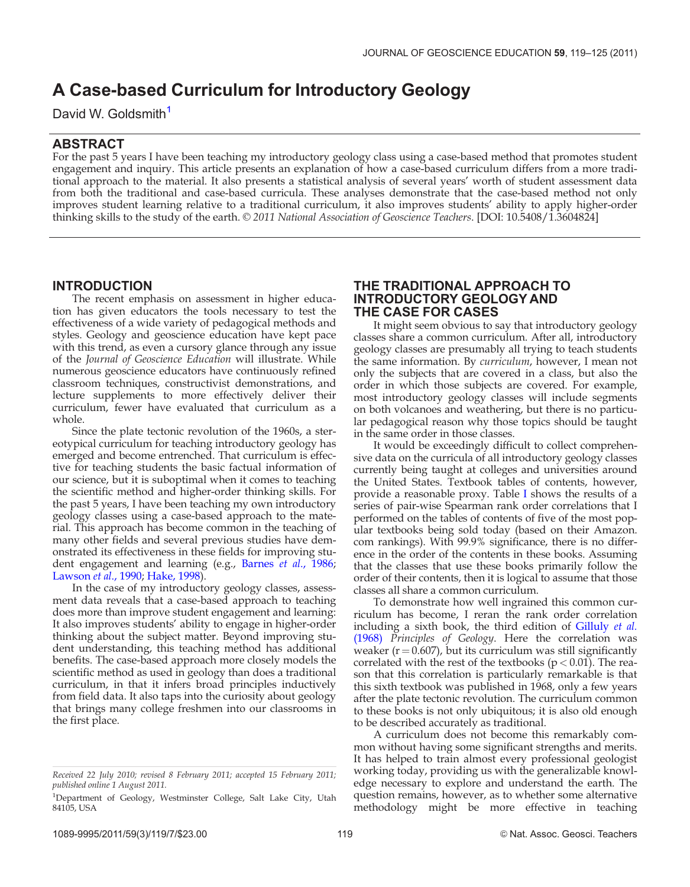# A Case-based Curriculum for Introductory Geology

David W. Goldsmith[1]

## ABSTRACT

For the past 5 years I have been teaching my introductory geology class using a case-based method that promotes student engagement and inquiry. This article presents an explanation of how a case-based curriculum differs from a more traditional approach to the material. It also presents a statistical analysis of several years' worth of student assessment data from both the traditional and case-based curricula. These analyses demonstrate that the case-based method not only improves student learning relative to a traditional curriculum, it also improves students' ability to apply higher-order thinking skills to the study of the earth. *© 2011 National Association of Geoscience Teachers.* [DOI: 10.5408/1.3604824]

## INTRODUCTION

The recent emphasis on assessment in higher education has given educators the tools necessary to test the effectiveness of a wide variety of pedagogical methods and styles. Geology and geoscience education have kept pace with this trend, as even a cursory glance through any issue of the *Journal of Geoscience Education* will illustrate. While numerous geoscience educators have continuously refined classroom techniques, constructivist demonstrations, and lecture supplements to more effectively deliver their curriculum, fewer have evaluated that curriculum as a whole.

Since the plate tectonic revolution of the 1960s, a stereotypical curriculum for teaching introductory geology has emerged and become entrenched. That curriculum is effective for teaching students the basic factual information of our science, but it is suboptimal when it comes to teaching the scientific method and higher-order thinking skills. For the past 5 years, I have been teaching my own introductory geology classes using a case-based approach to the material. This approach has become common in the teaching of many other fields and several previous studies have demonstrated its effectiveness in these fields for improving student engagement and learning (e.g., Barnes *et al*., 1986; Lawson *et al*., 1990; Hake, 1998).

In the case of my introductory geology classes, assessment data reveals that a case-based approach to teaching does more than improve student engagement and learning: It also improves students' ability to engage in higher-order thinking about the subject matter. Beyond improving student understanding, this teaching method has additional benefits. The case-based approach more closely models the scientific method as used in geology than does a traditional curriculum, in that it infers broad principles inductively from field data. It also taps into the curiosity about geology that brings many college freshmen into our classrooms in the first place.

*Received 22 July 2010; revised 8 February 2011; accepted 15 February 2011; published online 1 August 2011.*

[1]Department of Geology, Westminster College, Salt Lake City, Utah 84105, USA

## THE TRADITIONAL APPROACH TO INTRODUCTORY GEOLOGY AND THE CASE FOR CASES

It might seem obvious to say that introductory geology classes share a common curriculum. After all, introductory geology classes are presumably all trying to teach students the same information. By *curriculum*, however, I mean not only the subjects that are covered in a class, but also the order in which those subjects are covered. For example, most introductory geology classes will include segments on both volcanoes and weathering, but there is no particular pedagogical reason why those topics should be taught in the same order in those classes.

It would be exceedingly difficult to collect comprehensive data on the curricula of all introductory geology classes currently being taught at colleges and universities around the United States. Textbook tables of contents, however, provide a reasonable proxy. Table I shows the results of a series of pair-wise Spearman rank order correlations that I performed on the tables of contents of five of the most popular textbooks being sold today (based on their Amazon.com rankings). With 99.9% significance, there is no difference in the order of the contents in these books. Assuming that the classes that use these books primarily follow the order of their contents, then it is logical to assume that those classes all share a common curriculum.

To demonstrate how well ingrained this common curriculum has become, I reran the rank order correlation including a sixth book, the third edition of Gilluly *et al.* (1968) *Principles of Geology*. Here the correlation was weaker ($r = 0.607$), but its curriculum was still significantly correlated with the rest of the textbooks ($p < 0.01$). The reason that this correlation is particularly remarkable is that this sixth textbook was published in 1968, only a few years after the plate tectonic revolution. The curriculum common to these books is not only ubiquitous; it is also old enough to be described accurately as traditional.

A curriculum does not become this remarkably common without having some significant strengths and merits. It has helped to train almost every professional geologist working today, providing us with the generalizable knowledge necessary to explore and understand the earth. The question remains, however, as to whether some alternative methodology might be more effective in teaching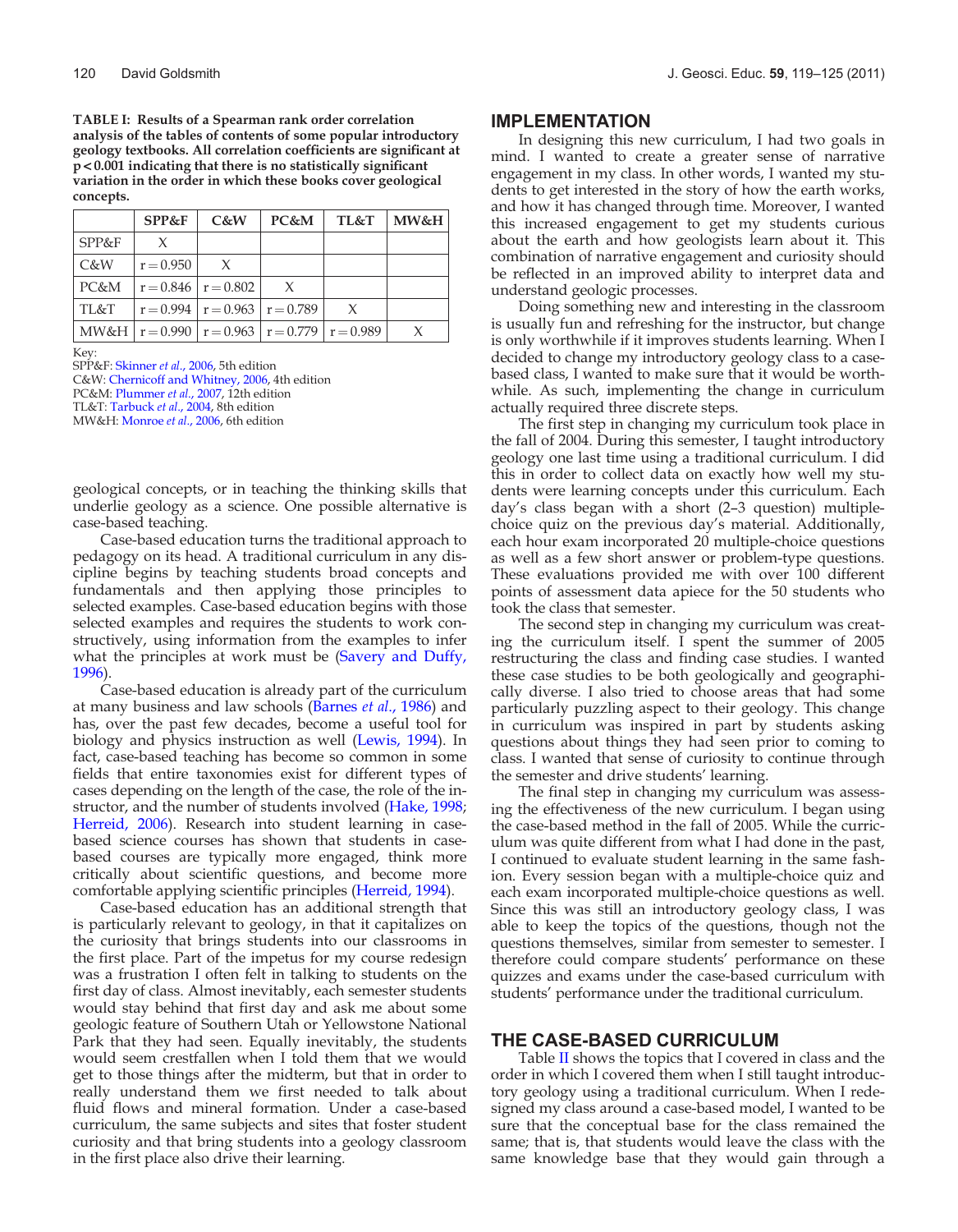**TABLE I: Results of a Spearman rank order correlation analysis of the tables of contents of some popular introductory geology textbooks. All correlation coefficients are significant at $p < 0.001$ indicating that there is no statistically significant variation in the order in which these books cover geological concepts.**

| | SPP&F | C&W | PC&M | TL&T | MW&H |
|---|---|---|---|---|---|
| SPP&F | X | | | | |
| C&W | r = 0.950 | X | | | |
| PC&M | r = 0.846 | r = 0.802 | X | | |
| TL&T | r = 0.994 | r = 0.963 | r = 0.789 | X | |
| MW&H | r = 0.990 | r = 0.963 | r = 0.779 | r = 0.989 | X |

Key:
SPP&F: Skinner *et al.*, 2006, 5th edition
C&W: Chernicoff and Whitney, 2006, 4th edition
PC&M: Plummer *et al.*, 2007, 12th edition
TL&T: Tarbuck *et al.*, 2004, 8th edition
MW&H: Monroe *et al.*, 2006, 6th edition

geological concepts, or in teaching the thinking skills that underlie geology as a science. One possible alternative is case-based teaching.

Case-based education turns the traditional approach to pedagogy on its head. A traditional curriculum in any discipline begins by teaching students broad concepts and fundamentals and then applying those principles to selected examples. Case-based education begins with those selected examples and requires the students to work constructively, using information from the examples to infer what the principles at work must be (Savery and Duffy, 1996).

Case-based education is already part of the curriculum at many business and law schools (Barnes *et al.*, 1986) and has, over the past few decades, become a useful tool for biology and physics instruction as well (Lewis, 1994). In fact, case-based teaching has become so common in some fields that entire taxonomies exist for different types of cases depending on the length of the case, the role of the instructor, and the number of students involved (Hake, 1998; Herreid, 2006). Research into student learning in case-based science courses has shown that students in case-based courses are typically more engaged, think more critically about scientific questions, and become more comfortable applying scientific principles (Herreid, 1994).

Case-based education has an additional strength that is particularly relevant to geology, in that it capitalizes on the curiosity that brings students into our classrooms in the first place. Part of the impetus for my course redesign was a frustration I often felt in talking to students on the first day of class. Almost inevitably, each semester students would stay behind that first day and ask me about some geologic feature of Southern Utah or Yellowstone National Park that they had seen. Equally inevitably, the students would seem crestfallen when I told them that we would get to those things after the midterm, but that in order to really understand them we first needed to talk about fluid flows and mineral formation. Under a case-based curriculum, the same subjects and sites that foster student curiosity and that bring students into a geology classroom in the first place also drive their learning.

## IMPLEMENTATION

In designing this new curriculum, I had two goals in mind. I wanted to create a greater sense of narrative engagement in my class. In other words, I wanted my students to get interested in the story of how the earth works, and how it has changed through time. Moreover, I wanted this increased engagement to get my students curious about the earth and how geologists learn about it. This combination of narrative engagement and curiosity should be reflected in an improved ability to interpret data and understand geologic processes.

Doing something new and interesting in the classroom is usually fun and refreshing for the instructor, but change is only worthwhile if it improves students learning. When I decided to change my introductory geology class to a case-based class, I wanted to make sure that it would be worthwhile. As such, implementing the change in curriculum actually required three discrete steps.

The first step in changing my curriculum took place in the fall of 2004. During this semester, I taught introductory geology one last time using a traditional curriculum. I did this in order to collect data on exactly how well my students were learning concepts under this curriculum. Each day's class began with a short (2–3 question) multiple-choice quiz on the previous day's material. Additionally, each hour exam incorporated 20 multiple-choice questions as well as a few short answer or problem-type questions. These evaluations provided me with over 100 different points of assessment data apiece for the 50 students who took the class that semester.

The second step in changing my curriculum was creating the curriculum itself. I spent the summer of 2005 restructuring the class and finding case studies. I wanted these case studies to be both geologically and geographically diverse. I also tried to choose areas that had some particularly puzzling aspect to their geology. This change in curriculum was inspired in part by students asking questions about things they had seen prior to coming to class. I wanted that sense of curiosity to continue through the semester and drive students' learning.

The final step in changing my curriculum was assessing the effectiveness of the new curriculum. I began using the case-based method in the fall of 2005. While the curriculum was quite different from what I had done in the past, I continued to evaluate student learning in the same fashion. Every session began with a multiple-choice quiz and each exam incorporated multiple-choice questions as well. Since this was still an introductory geology class, I was able to keep the topics of the questions, though not the questions themselves, similar from semester to semester. I therefore could compare students' performance on these quizzes and exams under the case-based curriculum with students' performance under the traditional curriculum.

## THE CASE-BASED CURRICULUM

Table II shows the topics that I covered in class and the order in which I covered them when I still taught introductory geology using a traditional curriculum. When I redesigned my class around a case-based model, I wanted to be sure that the conceptual base for the class remained the same; that is, that students would leave the class with the same knowledge base that they would gain through a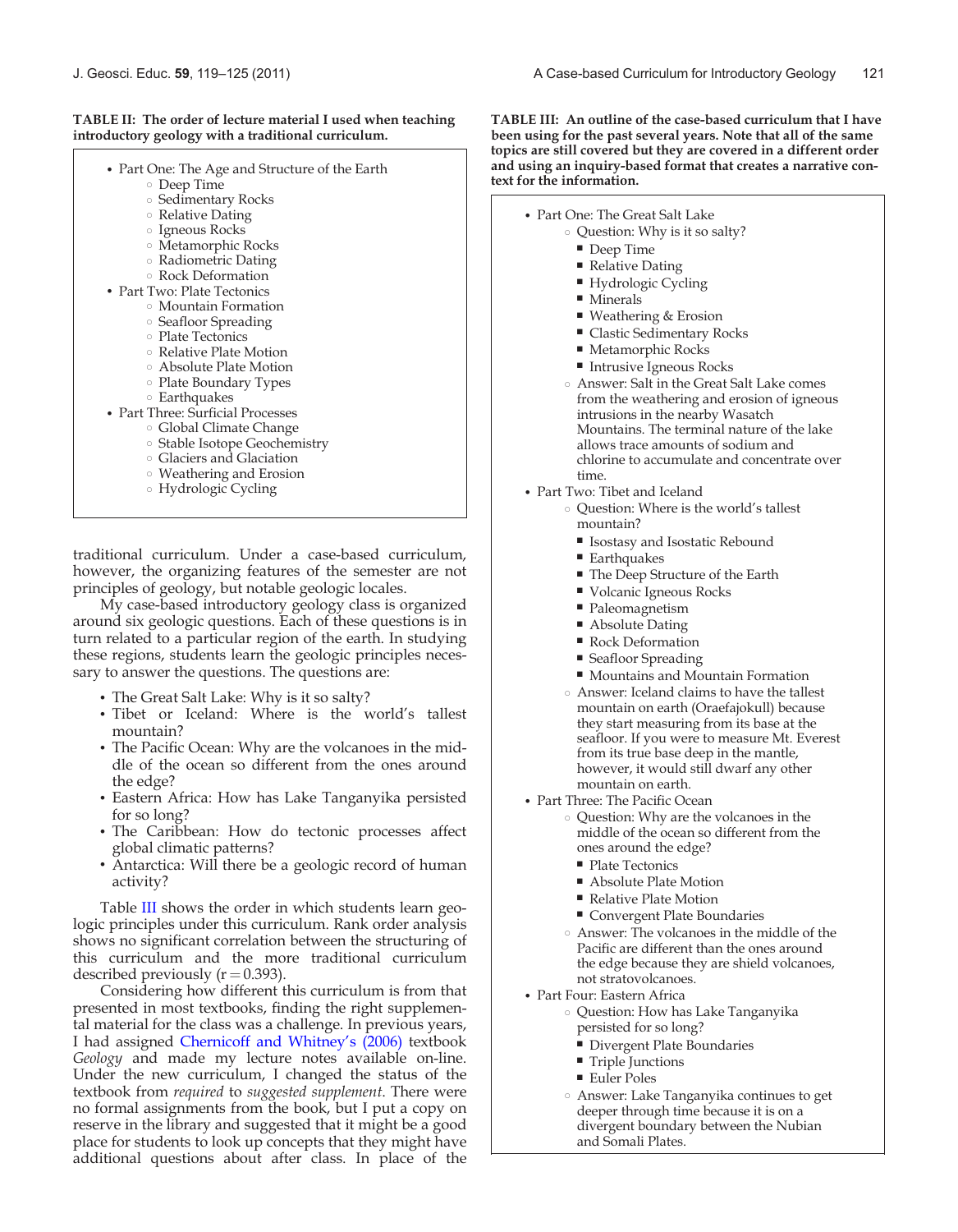**TABLE II: The order of lecture material I used when teaching introductory geology with a traditional curriculum.**

- Part One: The Age and Structure of the Earth
  - Deep Time
  - Sedimentary Rocks
  - Relative Dating
  - Igneous Rocks
  - Metamorphic Rocks
  - Radiometric Dating
  - Rock Deformation
- Part Two: Plate Tectonics
  - Mountain Formation
  - Seafloor Spreading
  - Plate Tectonics
  - Relative Plate Motion
  - Absolute Plate Motion
  - Plate Boundary Types
  - Earthquakes
- Part Three: Surficial Processes
  - Global Climate Change
  - Stable Isotope Geochemistry
  - Glaciers and Glaciation
  - Weathering and Erosion
  - Hydrologic Cycling

traditional curriculum. Under a case-based curriculum, however, the organizing features of the semester are not principles of geology, but notable geologic locales.

My case-based introductory geology class is organized around six geologic questions. Each of these questions is in turn related to a particular region of the earth. In studying these regions, students learn the geologic principles necessary to answer the questions. The questions are:

- The Great Salt Lake: Why is it so salty?
- Tibet or Iceland: Where is the world's tallest mountain?
- The Pacific Ocean: Why are the volcanoes in the middle of the ocean so different from the ones around the edge?
- Eastern Africa: How has Lake Tanganyika persisted for so long?
- The Caribbean: How do tectonic processes affect global climatic patterns?
- Antarctica: Will there be a geologic record of human activity?

Table III shows the order in which students learn geologic principles under this curriculum. Rank order analysis shows no significant correlation between the structuring of this curriculum and the more traditional curriculum described previously ($r = 0.393$).

Considering how different this curriculum is from that presented in most textbooks, finding the right supplemental material for the class was a challenge. In previous years, I had assigned Chernicoff and Whitney's (2006) textbook *Geology* and made my lecture notes available on-line. Under the new curriculum, I changed the status of the textbook from *required* to *suggested supplement*. There were no formal assignments from the book, but I put a copy on reserve in the library and suggested that it might be a good place for students to look up concepts that they might have additional questions about after class. In place of the

**TABLE III: An outline of the case-based curriculum that I have been using for the past several years. Note that all of the same topics are still covered but they are covered in a different order and using an inquiry-based format that creates a narrative context for the information.**

- Part One: The Great Salt Lake
  - Question: Why is it so salty?
    - Deep Time
    - Relative Dating
    - Hydrologic Cycling
    - Minerals
    - Weathering & Erosion
    - Clastic Sedimentary Rocks
    - Metamorphic Rocks
    - Intrusive Igneous Rocks
  - Answer: Salt in the Great Salt Lake comes from the weathering and erosion of igneous intrusions in the nearby Wasatch Mountains. The terminal nature of the lake allows trace amounts of sodium and chlorine to accumulate and concentrate over time.
- Part Two: Tibet and Iceland
  - Question: Where is the world's tallest mountain?
    - Isostasy and Isostatic Rebound
    - Earthquakes
    - The Deep Structure of the Earth
    - Volcanic Igneous Rocks
    - Paleomagnetism
    - Absolute Dating
    - Rock Deformation
    - Seafloor Spreading
    - Mountains and Mountain Formation
  - Answer: Iceland claims to have the tallest mountain on earth (Oraefajokull) because they start measuring from its base at the seafloor. If you were to measure Mt. Everest from its true base deep in the mantle, however, it would still dwarf any other mountain on earth.
- Part Three: The Pacific Ocean
  - Question: Why are the volcanoes in the middle of the ocean so different from the ones around the edge?
    - Plate Tectonics
    - Absolute Plate Motion
    - Relative Plate Motion
    - Convergent Plate Boundaries
  - Answer: The volcanoes in the middle of the Pacific are different than the ones around the edge because they are shield volcanoes, not stratovolcanoes.
- Part Four: Eastern Africa
  - Question: How has Lake Tanganyika persisted for so long?
    - Divergent Plate Boundaries
    - Triple Junctions
    - Euler Poles
  - Answer: Lake Tanganyika continues to get deeper through time because it is on a divergent boundary between the Nubian and Somali Plates.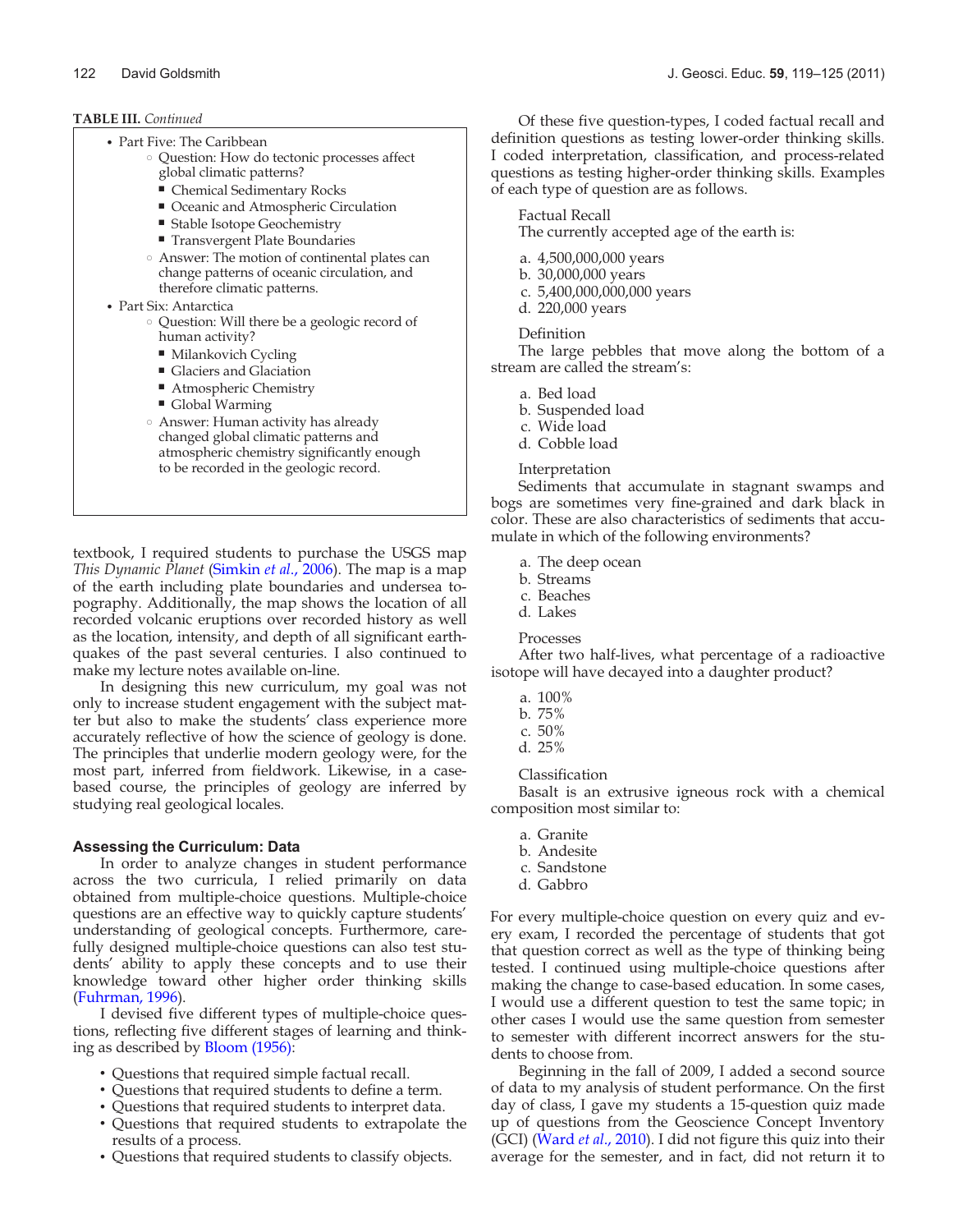**TABLE III.** *Continued*

- Part Five: The Caribbean
  - Question: How do tectonic processes affect global climatic patterns?
    - Chemical Sedimentary Rocks
    - Oceanic and Atmospheric Circulation
    - Stable Isotope Geochemistry
    - Transvergent Plate Boundaries
  - Answer: The motion of continental plates can change patterns of oceanic circulation, and therefore climatic patterns.
- Part Six: Antarctica
  - Question: Will there be a geologic record of human activity?
    - Milankovich Cycling
    - Glaciers and Glaciation
    - Atmospheric Chemistry
    - Global Warming
  - Answer: Human activity has already changed global climatic patterns and atmospheric chemistry significantly enough to be recorded in the geologic record.

textbook, I required students to purchase the USGS map *This Dynamic Planet* (Simkin *et al.*, 2006). The map is a map of the earth including plate boundaries and undersea topography. Additionally, the map shows the location of all recorded volcanic eruptions over recorded history as well as the location, intensity, and depth of all significant earthquakes of the past several centuries. I also continued to make my lecture notes available on-line.

In designing this new curriculum, my goal was not only to increase student engagement with the subject matter but also to make the students' class experience more accurately reflective of how the science of geology is done. The principles that underlie modern geology were, for the most part, inferred from fieldwork. Likewise, in a case-based course, the principles of geology are inferred by studying real geological locales.

### Assessing the Curriculum: Data

In order to analyze changes in student performance across the two curricula, I relied primarily on data obtained from multiple-choice questions. Multiple-choice questions are an effective way to quickly capture students' understanding of geological concepts. Furthermore, carefully designed multiple-choice questions can also test students' ability to apply these concepts and to use their knowledge toward other higher order thinking skills (Fuhrman, 1996).

I devised five different types of multiple-choice questions, reflecting five different stages of learning and thinking as described by Bloom (1956):

- Questions that required simple factual recall.
- Questions that required students to define a term.
- Questions that required students to interpret data.
- Questions that required students to extrapolate the results of a process.
- Questions that required students to classify objects.

Of these five question-types, I coded factual recall and definition questions as testing lower-order thinking skills. I coded interpretation, classification, and process-related questions as testing higher-order thinking skills. Examples of each type of question are as follows.

Factual Recall
The currently accepted age of the earth is:

a. 4,500,000,000 years
b. 30,000,000 years
c. 5,400,000,000,000 years
d. 220,000 years

Definition
The large pebbles that move along the bottom of a stream are called the stream's:

a. Bed load
b. Suspended load
c. Wide load
d. Cobble load

Interpretation
Sediments that accumulate in stagnant swamps and bogs are sometimes very fine-grained and dark black in color. These are also characteristics of sediments that accumulate in which of the following environments?

a. The deep ocean
b. Streams
c. Beaches
d. Lakes

Processes
After two half-lives, what percentage of a radioactive isotope will have decayed into a daughter product?

a. 100%
b. 75%
c. 50%
d. 25%

Classification
Basalt is an extrusive igneous rock with a chemical composition most similar to:

a. Granite
b. Andesite
c. Sandstone
d. Gabbro

For every multiple-choice question on every quiz and every exam, I recorded the percentage of students that got that question correct as well as the type of thinking being tested. I continued using multiple-choice questions after making the change to case-based education. In some cases, I would use a different question to test the same topic; in other cases I would use the same question from semester to semester with different incorrect answers for the students to choose from.

Beginning in the fall of 2009, I added a second source of data to my analysis of student performance. On the first day of class, I gave my students a 15-question quiz made up of questions from the Geoscience Concept Inventory (GCI) (Ward *et al.*, 2010). I did not figure this quiz into their average for the semester, and in fact, did not return it to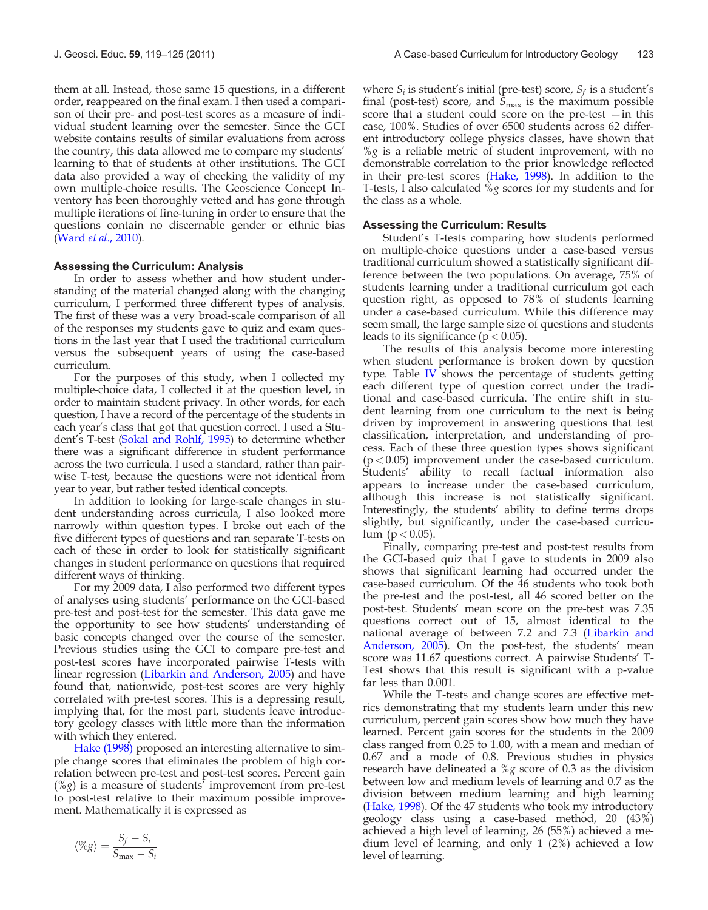them at all. Instead, those same 15 questions, in a different order, reappeared on the final exam. I then used a comparison of their pre- and post-test scores as a measure of individual student learning over the semester. Since the GCI website contains results of similar evaluations from across the country, this data allowed me to compare my students' learning to that of students at other institutions. The GCI data also provided a way of checking the validity of my own multiple-choice results. The Geoscience Concept Inventory has been thoroughly vetted and has gone through multiple iterations of fine-tuning in order to ensure that the questions contain no discernable gender or ethnic bias (Ward *et al*., 2010).

### Assessing the Curriculum: Analysis

In order to assess whether and how student understanding of the material changed along with the changing curriculum, I performed three different types of analysis. The first of these was a very broad-scale comparison of all of the responses my students gave to quiz and exam questions in the last year that I used the traditional curriculum versus the subsequent years of using the case-based curriculum.

For the purposes of this study, when I collected my multiple-choice data, I collected it at the question level, in order to maintain student privacy. In other words, for each question, I have a record of the percentage of the students in each year's class that got that question correct. I used a Student's T-test (Sokal and Rohlf, 1995) to determine whether there was a significant difference in student performance across the two curricula. I used a standard, rather than pairwise T-test, because the questions were not identical from year to year, but rather tested identical concepts.

In addition to looking for large-scale changes in student understanding across curricula, I also looked more narrowly within question types. I broke out each of the five different types of questions and ran separate T-tests on each of these in order to look for statistically significant changes in student performance on questions that required different ways of thinking.

For my 2009 data, I also performed two different types of analyses using students' performance on the GCI-based pre-test and post-test for the semester. This data gave me the opportunity to see how students' understanding of basic concepts changed over the course of the semester. Previous studies using the GCI to compare pre-test and post-test scores have incorporated pairwise T-tests with linear regression (Libarkin and Anderson, 2005) and have found that, nationwide, post-test scores are very highly correlated with pre-test scores. This is a depressing result, implying that, for the most part, students leave introductory geology classes with little more than the information with which they entered.

Hake (1998) proposed an interesting alternative to simple change scores that eliminates the problem of high correlation between pre-test and post-test scores. Percent gain ($\%g$) is a measure of students' improvement from pre-test to post-test relative to their maximum possible improvement. Mathematically it is expressed as

$$\langle \%g \rangle = \frac{S_f - S_i}{S_{\max} - S_i}$$

where $S_i$ is student's initial (pre-test) score, $S_f$ is a student's final (post-test) score, and $S_{\max}$ is the maximum possible score that a student could score on the pre-test —in this case, 100%. Studies of over 6500 students across 62 different introductory college physics classes, have shown that $\%g$ is a reliable metric of student improvement, with no demonstrable correlation to the prior knowledge reflected in their pre-test scores (Hake, 1998). In addition to the T-tests, I also calculated $\%g$ scores for my students and for the class as a whole.

### Assessing the Curriculum: Results

Student's T-tests comparing how students performed on multiple-choice questions under a case-based versus traditional curriculum showed a statistically significant difference between the two populations. On average, 75% of students learning under a traditional curriculum got each question right, as opposed to 78% of students learning under a case-based curriculum. While this difference may seem small, the large sample size of questions and students leads to its significance ($p < 0.05$).

The results of this analysis become more interesting when student performance is broken down by question type. Table IV shows the percentage of students getting each different type of question correct under the traditional and case-based curricula. The entire shift in student learning from one curriculum to the next is being driven by improvement in answering questions that test classification, interpretation, and understanding of process. Each of these three question types shows significant ($p < 0.05$) improvement under the case-based curriculum. Students' ability to recall factual information also appears to increase under the case-based curriculum, although this increase is not statistically significant. Interestingly, the students' ability to define terms drops slightly, but significantly, under the case-based curriculum ($p < 0.05$).

Finally, comparing pre-test and post-test results from the GCI-based quiz that I gave to students in 2009 also shows that significant learning had occurred under the case-based curriculum. Of the 46 students who took both the pre-test and the post-test, all 46 scored better on the post-test. Students' mean score on the pre-test was 7.35 questions correct out of 15, almost identical to the national average of between 7.2 and 7.3 (Libarkin and Anderson, 2005). On the post-test, the students' mean score was 11.67 questions correct. A pairwise Students' T-Test shows that this result is significant with a p-value far less than 0.001.

While the T-tests and change scores are effective metrics demonstrating that my students learn under this new curriculum, percent gain scores show how much they have learned. Percent gain scores for the students in the 2009 class ranged from 0.25 to 1.00, with a mean and median of 0.67 and a mode of 0.8. Previous studies in physics research have delineated a $\%g$ score of 0.3 as the division between low and medium levels of learning and 0.7 as the division between medium learning and high learning (Hake, 1998). Of the 47 students who took my introductory geology class using a case-based method, 20 (43%) achieved a high level of learning, 26 (55%) achieved a medium level of learning, and only 1 (2%) achieved a low level of learning.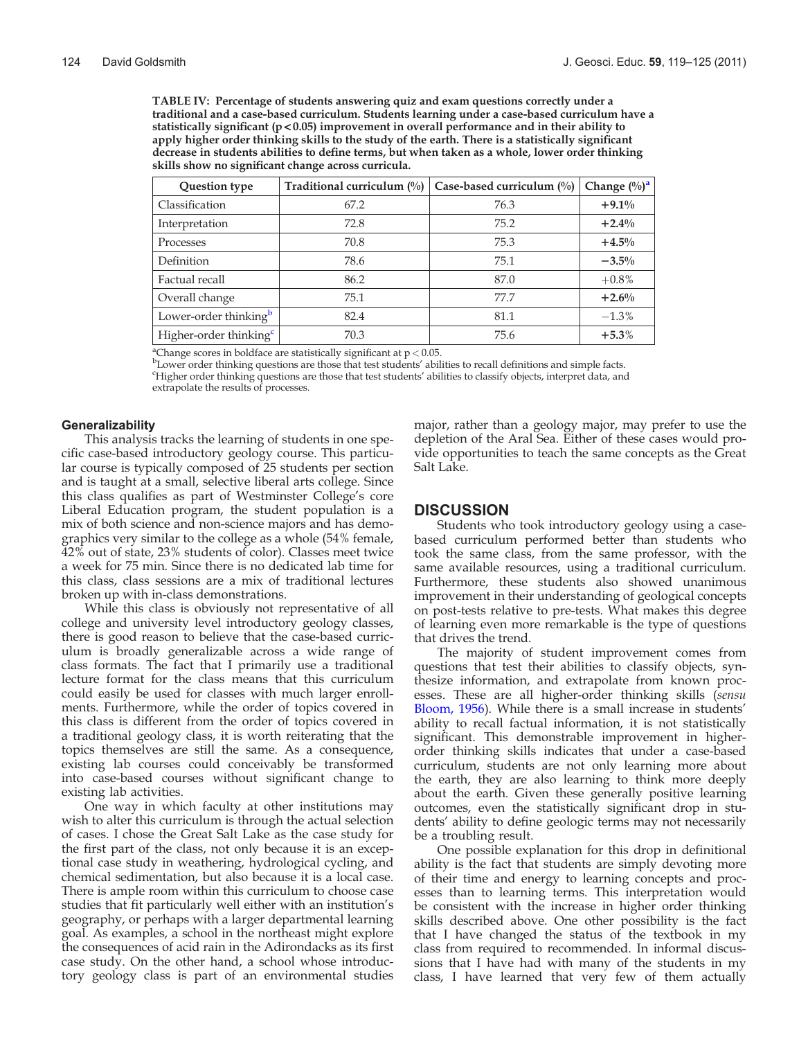**TABLE IV: Percentage of students answering quiz and exam questions correctly under a traditional and a case-based curriculum. Students learning under a case-based curriculum have a statistically significant ($p < 0.05$) improvement in overall performance and in their ability to apply higher order thinking skills to the study of the earth. There is a statistically significant decrease in students abilities to define terms, but when taken as a whole, lower order thinking skills show no significant change across curricula.**

| Question type | Traditional curriculum (%) | Case-based curriculum (%) | Change (%)[a] |
|---|---|---|---|
| Classification | 67.2 | 76.3 | **+9.1%** |
| Interpretation | 72.8 | 75.2 | **+2.4%** |
| Processes | 70.8 | 75.3 | **+4.5%** |
| Definition | 78.6 | 75.1 | **−3.5%** |
| Factual recall | 86.2 | 87.0 | +0.8% |
| Overall change | 75.1 | 77.7 | **+2.6%** |
| Lower-order thinking[b] | 82.4 | 81.1 | −1.3% |
| Higher-order thinking[c] | 70.3 | 75.6 | **+5.3%** |

[a]Change scores in boldface are statistically significant at $p < 0.05$.
[b]Lower order thinking questions are those that test students' abilities to recall definitions and simple facts.
[c]Higher order thinking questions are those that test students' abilities to classify objects, interpret data, and extrapolate the results of processes.

### Generalizability

This analysis tracks the learning of students in one specific case-based introductory geology course. This particular course is typically composed of 25 students per section and is taught at a small, selective liberal arts college. Since this class qualifies as part of Westminster College's core Liberal Education program, the student population is a mix of both science and non-science majors and has demographics very similar to the college as a whole (54% female, 42% out of state, 23% students of color). Classes meet twice a week for 75 min. Since there is no dedicated lab time for this class, class sessions are a mix of traditional lectures broken up with in-class demonstrations.

While this class is obviously not representative of all college and university level introductory geology classes, there is good reason to believe that the case-based curriculum is broadly generalizable across a wide range of class formats. The fact that I primarily use a traditional lecture format for the class means that this curriculum could easily be used for classes with much larger enrollments. Furthermore, while the order of topics covered in this class is different from the order of topics covered in a traditional geology class, it is worth reiterating that the topics themselves are still the same. As a consequence, existing lab courses could conceivably be transformed into case-based courses without significant change to existing lab activities.

One way in which faculty at other institutions may wish to alter this curriculum is through the actual selection of cases. I chose the Great Salt Lake as the case study for the first part of the class, not only because it is an exceptional case study in weathering, hydrological cycling, and chemical sedimentation, but also because it is a local case. There is ample room within this curriculum to choose case studies that fit particularly well either with an institution's geography, or perhaps with a larger departmental learning goal. As examples, a school in the northeast might explore the consequences of acid rain in the Adirondacks as its first case study. On the other hand, a school whose introductory geology class is part of an environmental studies major, rather than a geology major, may prefer to use the depletion of the Aral Sea. Either of these cases would provide opportunities to teach the same concepts as the Great Salt Lake.

## DISCUSSION

Students who took introductory geology using a case-based curriculum performed better than students who took the same class, from the same professor, with the same available resources, using a traditional curriculum. Furthermore, these students also showed unanimous improvement in their understanding of geological concepts on post-tests relative to pre-tests. What makes this degree of learning even more remarkable is the type of questions that drives the trend.

The majority of student improvement comes from questions that test their abilities to classify objects, synthesize information, and extrapolate from known processes. These are all higher-order thinking skills (*sensu* Bloom, 1956). While there is a small increase in students' ability to recall factual information, it is not statistically significant. This demonstrable improvement in higher-order thinking skills indicates that under a case-based curriculum, students are not only learning more about the earth, they are also learning to think more deeply about the earth. Given these generally positive learning outcomes, even the statistically significant drop in students' ability to define geologic terms may not necessarily be a troubling result.

One possible explanation for this drop in definitional ability is the fact that students are simply devoting more of their time and energy to learning concepts and processes than to learning terms. This interpretation would be consistent with the increase in higher order thinking skills described above. One other possibility is the fact that I have changed the status of the textbook in my class from required to recommended. In informal discussions that I have had with many of the students in my class, I have learned that very few of them actually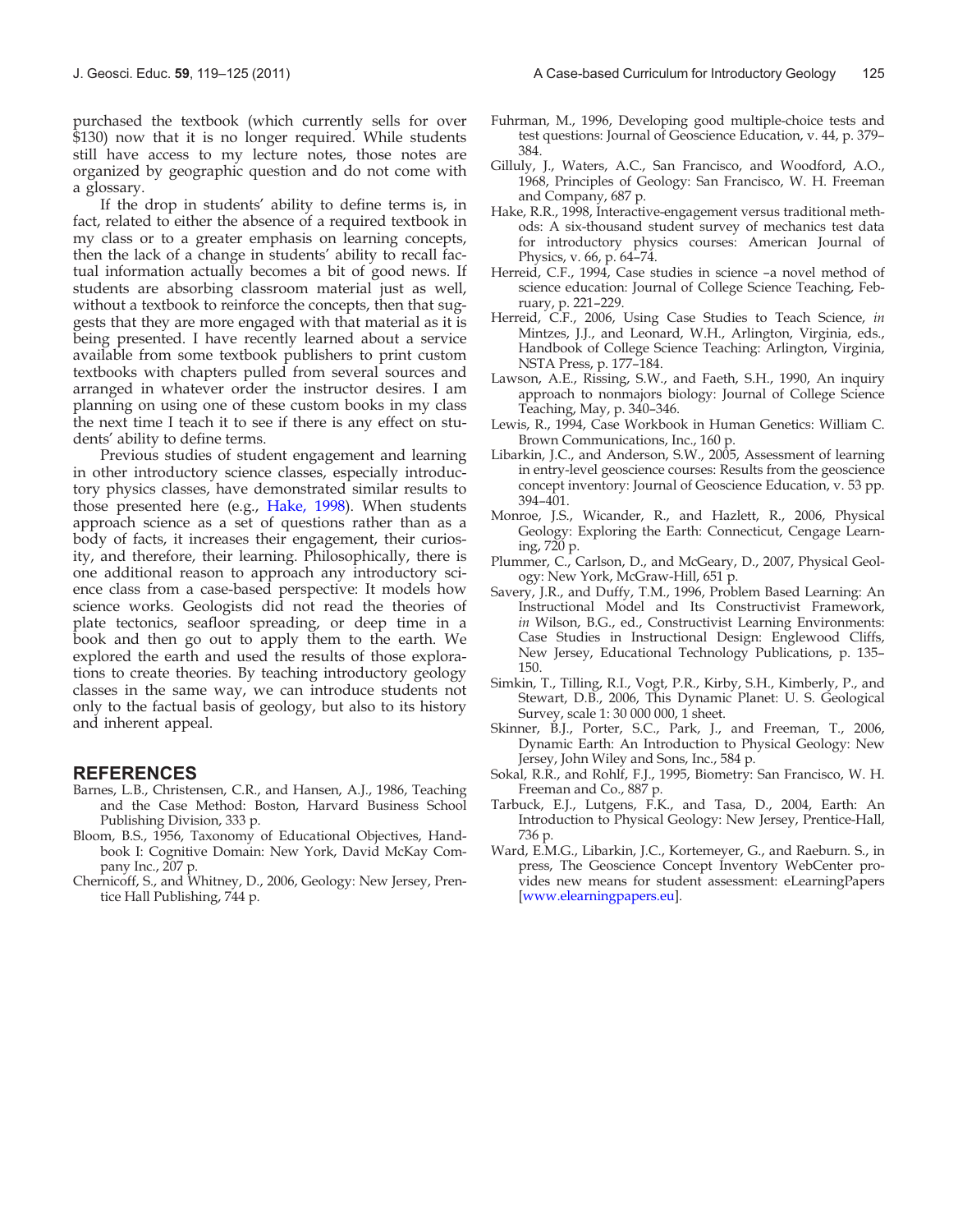purchased the textbook (which currently sells for over $130) now that it is no longer required. While students still have access to my lecture notes, those notes are organized by geographic question and do not come with a glossary.

If the drop in students' ability to define terms is, in fact, related to either the absence of a required textbook in my class or to a greater emphasis on learning concepts, then the lack of a change in students' ability to recall factual information actually becomes a bit of good news. If students are absorbing classroom material just as well, without a textbook to reinforce the concepts, then that suggests that they are more engaged with that material as it is being presented. I have recently learned about a service available from some textbook publishers to print custom textbooks with chapters pulled from several sources and arranged in whatever order the instructor desires. I am planning on using one of these custom books in my class the next time I teach it to see if there is any effect on students' ability to define terms.

Previous studies of student engagement and learning in other introductory science classes, especially introductory physics classes, have demonstrated similar results to those presented here (e.g., Hake, 1998). When students approach science as a set of questions rather than as a body of facts, it increases their engagement, their curiosity, and therefore, their learning. Philosophically, there is one additional reason to approach any introductory science class from a case-based perspective: It models how science works. Geologists did not read the theories of plate tectonics, seafloor spreading, or deep time in a book and then go out to apply them to the earth. We explored the earth and used the results of those explorations to create theories. By teaching introductory geology classes in the same way, we can introduce students not only to the factual basis of geology, but also to its history and inherent appeal.

## REFERENCES

Barnes, L.B., Christensen, C.R., and Hansen, A.J., 1986, Teaching and the Case Method: Boston, Harvard Business School Publishing Division, 333 p.

Bloom, B.S., 1956, Taxonomy of Educational Objectives, Handbook I: Cognitive Domain: New York, David McKay Company Inc., 207 p.

Chernicoff, S., and Whitney, D., 2006, Geology: New Jersey, Prentice Hall Publishing, 744 p.

Fuhrman, M., 1996, Developing good multiple-choice tests and test questions: Journal of Geoscience Education, v. 44, p. 379–384.

Gilluly, J., Waters, A.C., San Francisco, and Woodford, A.O., 1968, Principles of Geology: San Francisco, W. H. Freeman and Company, 687 p.

Hake, R.R., 1998, Interactive-engagement versus traditional methods: A six-thousand student survey of mechanics test data for introductory physics courses: American Journal of Physics, v. 66, p. 64–74.

Herreid, C.F., 1994, Case studies in science –a novel method of science education: Journal of College Science Teaching, February, p. 221–229.

Herreid, C.F., 2006, Using Case Studies to Teach Science, *in* Mintzes, J.J., and Leonard, W.H., Arlington, Virginia, eds., Handbook of College Science Teaching: Arlington, Virginia, NSTA Press, p. 177–184.

Lawson, A.E., Rissing, S.W., and Faeth, S.H., 1990, An inquiry approach to nonmajors biology: Journal of College Science Teaching, May, p. 340–346.

Lewis, R., 1994, Case Workbook in Human Genetics: William C. Brown Communications, Inc., 160 p.

Libarkin, J.C., and Anderson, S.W., 2005, Assessment of learning in entry-level geoscience courses: Results from the geoscience concept inventory: Journal of Geoscience Education, v. 53 pp. 394–401.

Monroe, J.S., Wicander, R., and Hazlett, R., 2006, Physical Geology: Exploring the Earth: Connecticut, Cengage Learning, 720 p.

Plummer, C., Carlson, D., and McGeary, D., 2007, Physical Geology: New York, McGraw-Hill, 651 p.

Savery, J.R., and Duffy, T.M., 1996, Problem Based Learning: An Instructional Model and Its Constructivist Framework, *in* Wilson, B.G., ed., Constructivist Learning Environments: Case Studies in Instructional Design: Englewood Cliffs, New Jersey, Educational Technology Publications, p. 135–150.

Simkin, T., Tilling, R.I., Vogt, P.R., Kirby, S.H., Kimberly, P., and Stewart, D.B., 2006, This Dynamic Planet: U. S. Geological Survey, scale 1: 30 000 000, 1 sheet.

Skinner, B.J., Porter, S.C., Park, J., and Freeman, T., 2006, Dynamic Earth: An Introduction to Physical Geology: New Jersey, John Wiley and Sons, Inc., 584 p.

Sokal, R.R., and Rohlf, F.J., 1995, Biometry: San Francisco, W. H. Freeman and Co., 887 p.

Tarbuck, E.J., Lutgens, F.K., and Tasa, D., 2004, Earth: An Introduction to Physical Geology: New Jersey, Prentice-Hall, 736 p.

Ward, E.M.G., Libarkin, J.C., Kortemeyer, G., and Raeburn. S., in press, The Geoscience Concept Inventory WebCenter provides new means for student assessment: eLearningPapers [www.elearningpapers.eu].